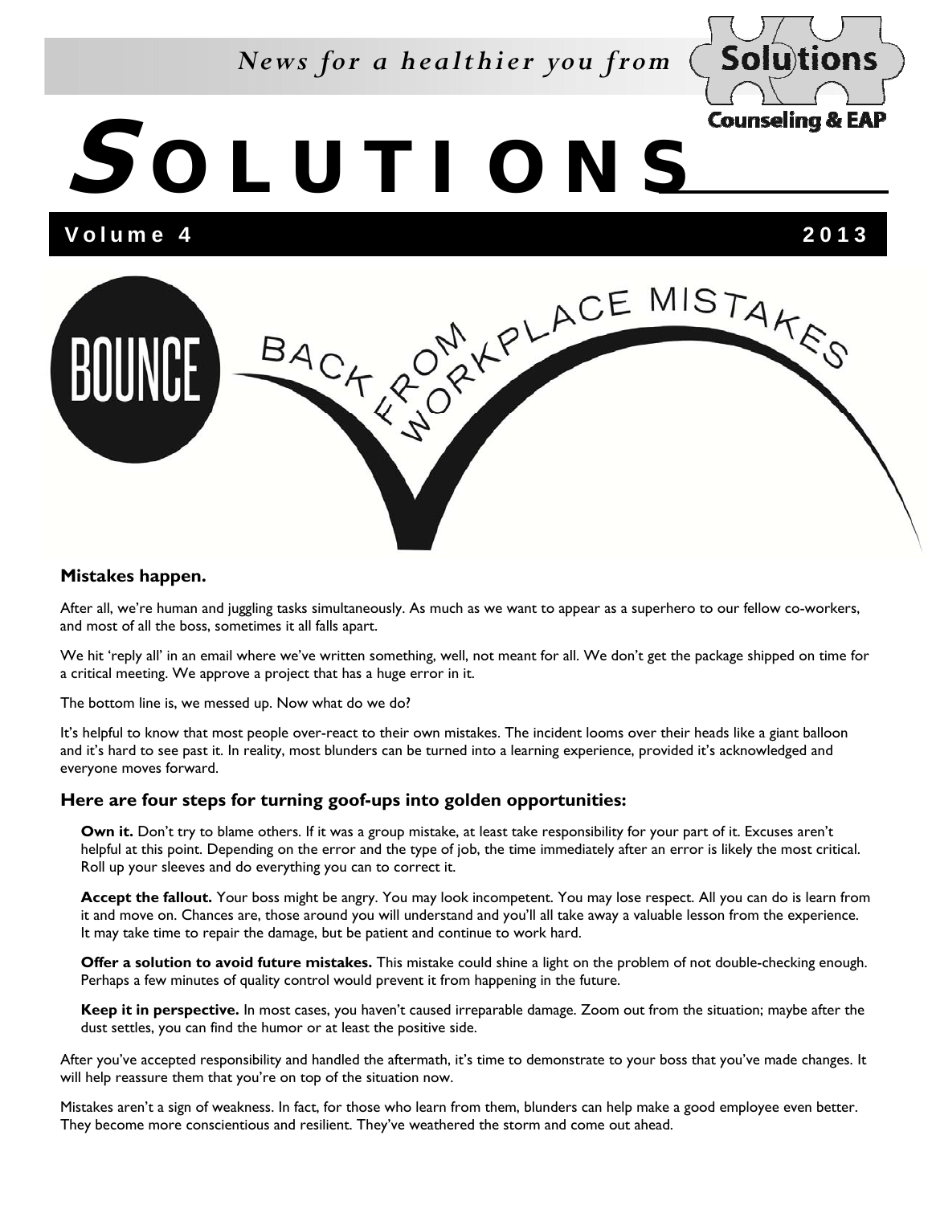*News for a healthier you from* Solutions Counseling & EAP

# SOLUTIONS

**Volume 4** **2013**

## BOUNCE BACK FROM WORKPLACE MISTAKES

### Mistakes happen.

After all, we're human and juggling tasks simultaneously. As much as we want to appear as a superhero to our fellow co-workers, and most of all the boss, sometimes it all falls apart.

We hit 'reply all' in an email where we've written something, well, not meant for all. We don't get the package shipped on time for a critical meeting. We approve a project that has a huge error in it.

The bottom line is, we messed up. Now what do we do?

It's helpful to know that most people over-react to their own mistakes. The incident looms over their heads like a giant balloon and it's hard to see past it. In reality, most blunders can be turned into a learning experience, provided it's acknowledged and everyone moves forward.

### Here are four steps for turning goof-ups into golden opportunities:

**Own it.** Don't try to blame others. If it was a group mistake, at least take responsibility for your part of it. Excuses aren't helpful at this point. Depending on the error and the type of job, the time immediately after an error is likely the most critical. Roll up your sleeves and do everything you can to correct it.

**Accept the fallout.** Your boss might be angry. You may look incompetent. You may lose respect. All you can do is learn from it and move on. Chances are, those around you will understand and you'll all take away a valuable lesson from the experience. It may take time to repair the damage, but be patient and continue to work hard.

**Offer a solution to avoid future mistakes.** This mistake could shine a light on the problem of not double-checking enough. Perhaps a few minutes of quality control would prevent it from happening in the future.

**Keep it in perspective.** In most cases, you haven't caused irreparable damage. Zoom out from the situation; maybe after the dust settles, you can find the humor or at least the positive side.

After you've accepted responsibility and handled the aftermath, it's time to demonstrate to your boss that you've made changes. It will help reassure them that you're on top of the situation now.

Mistakes aren't a sign of weakness. In fact, for those who learn from them, blunders can help make a good employee even better. They become more conscientious and resilient. They've weathered the storm and come out ahead.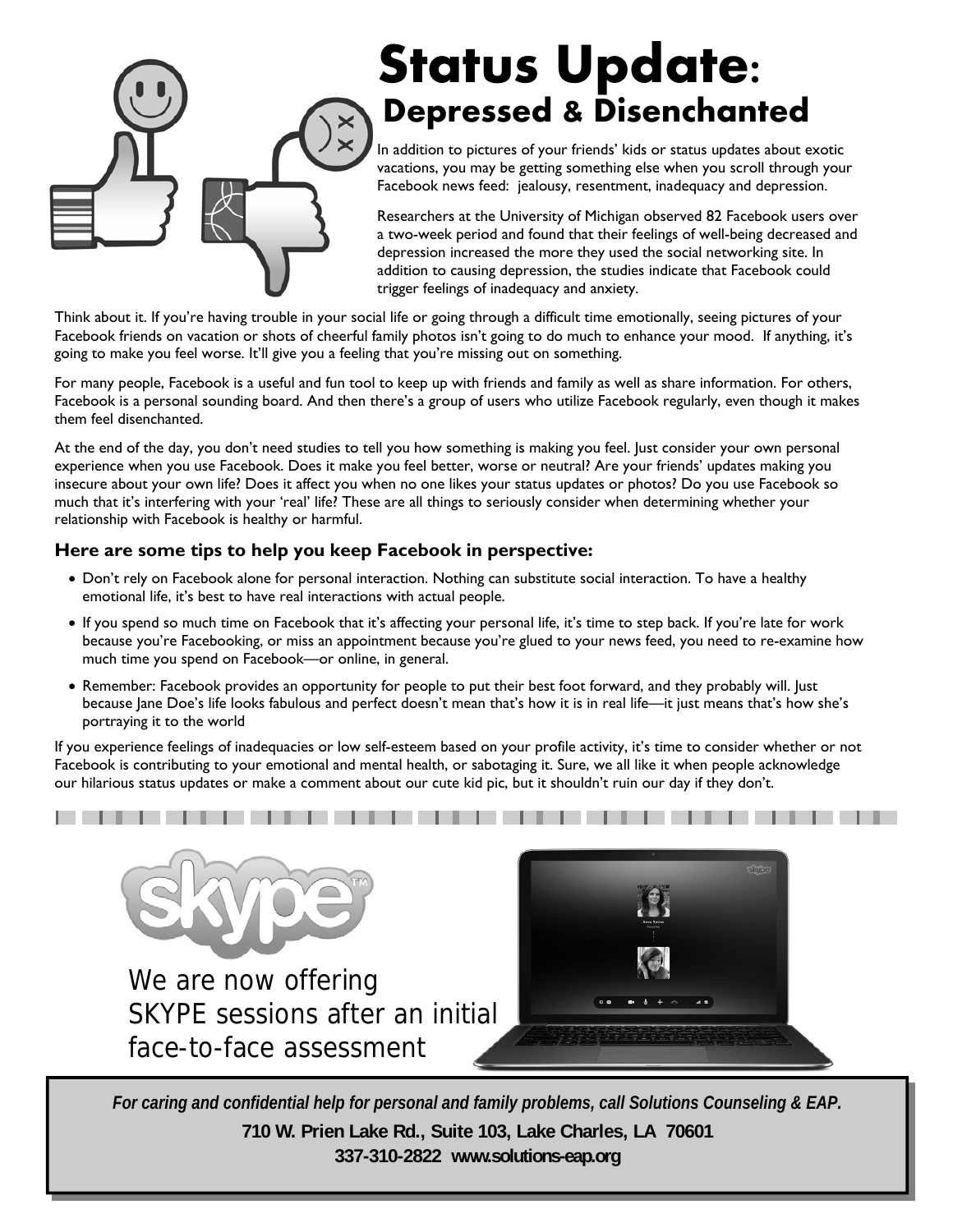# Status Update: Depressed & Disenchanted

In addition to pictures of your friends' kids or status updates about exotic vacations, you may be getting something else when you scroll through your Facebook news feed: jealousy, resentment, inadequacy and depression.

Researchers at the University of Michigan observed 82 Facebook users over a two-week period and found that their feelings of well-being decreased and depression increased the more they used the social networking site. In addition to causing depression, the studies indicate that Facebook could trigger feelings of inadequacy and anxiety.

Think about it. If you're having trouble in your social life or going through a difficult time emotionally, seeing pictures of your Facebook friends on vacation or shots of cheerful family photos isn't going to do much to enhance your mood. If anything, it's going to make you feel worse. It'll give you a feeling that you're missing out on something.

For many people, Facebook is a useful and fun tool to keep up with friends and family as well as share information. For others, Facebook is a personal sounding board. And then there's a group of users who utilize Facebook regularly, even though it makes them feel disenchanted.

At the end of the day, you don't need studies to tell you how something is making you feel. Just consider your own personal experience when you use Facebook. Does it make you feel better, worse or neutral? Are your friends' updates making you insecure about your own life? Does it affect you when no one likes your status updates or photos? Do you use Facebook so much that it's interfering with your 'real' life? These are all things to seriously consider when determining whether your relationship with Facebook is healthy or harmful.

### Here are some tips to help you keep Facebook in perspective:

- Don't rely on Facebook alone for personal interaction. Nothing can substitute social interaction. To have a healthy emotional life, it's best to have real interactions with actual people.
- If you spend so much time on Facebook that it's affecting your personal life, it's time to step back. If you're late for work because you're Facebooking, or miss an appointment because you're glued to your news feed, you need to re-examine how much time you spend on Facebook—or online, in general.
- Remember: Facebook provides an opportunity for people to put their best foot forward, and they probably will. Just because Jane Doe's life looks fabulous and perfect doesn't mean that's how it is in real life—it just means that's how she's portraying it to the world

If you experience feelings of inadequacies or low self-esteem based on your profile activity, it's time to consider whether or not Facebook is contributing to your emotional and mental health, or sabotaging it. Sure, we all like it when people acknowledge our hilarious status updates or make a comment about our cute kid pic, but it shouldn't ruin our day if they don't.

skype™

We are now offering SKYPE sessions after an initial face-to-face assessment

***For caring and confidential help for personal and family problems, call Solutions Counseling & EAP.***

**710 W. Prien Lake Rd., Suite 103, Lake Charles, LA 70601**

**337-310-2822 www.solutions-eap.org**